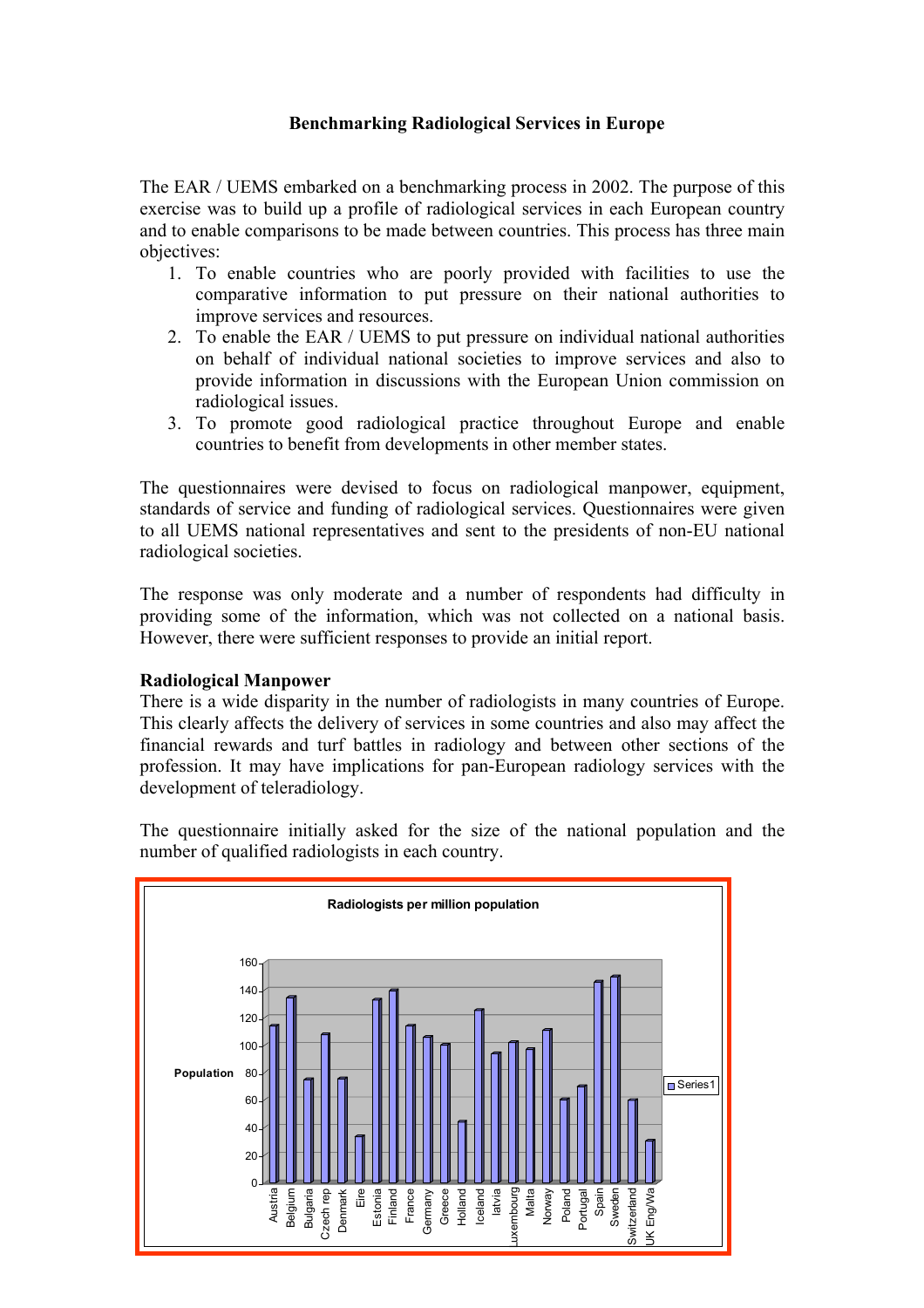**Benchmarking Radiological Services in Europe**

The EAR / UEMS embarked on a benchmarking process in 2002. The purpose of this exercise was to build up a profile of radiological services in each European country and to enable comparisons to be made between countries. This process has three main objectives:

1. To enable countries who are poorly provided with facilities to use the comparative information to put pressure on their national authorities to improve services and resources.
2. To enable the EAR / UEMS to put pressure on individual national authorities on behalf of individual national societies to improve services and also to provide information in discussions with the European Union commission on radiological issues.
3. To promote good radiological practice throughout Europe and enable countries to benefit from developments in other member states.

The questionnaires were devised to focus on radiological manpower, equipment, standards of service and funding of radiological services. Questionnaires were given to all UEMS national representatives and sent to the presidents of non-EU national radiological societies.

The response was only moderate and a number of respondents had difficulty in providing some of the information, which was not collected on a national basis. However, there were sufficient responses to provide an initial report.

**Radiological Manpower**

There is a wide disparity in the number of radiologists in many countries of Europe. This clearly affects the delivery of services in some countries and also may affect the financial rewards and turf battles in radiology and between other sections of the profession. It may have implications for pan-European radiology services with the development of teleradiology.

The questionnaire initially asked for the size of the national population and the number of qualified radiologists in each country.

**Radiologists per million population**

| Country | Population (approx.) |
|---|---|
| Austria | 114 |
| Belgium | 135 |
| Bulgaria | 75 |
| Czech rep | 108 |
| Denmark | 76 |
| Eire | 34 |
| Estonia | 133 |
| Finland | 140 |
| France | 114 |
| Germany | 106 |
| Greece | 101 |
| Holland | 44 |
| Iceland | 126 |
| latvia | 94 |
| Luxembourg | 102 |
| Malta | 97 |
| Norway | 111 |
| Poland | 61 |
| Portugal | 70 |
| Spain | 146 |
| Sweden | 150 |
| Switzerland | 60 |
| UK Eng/Wa | 30 |

Series1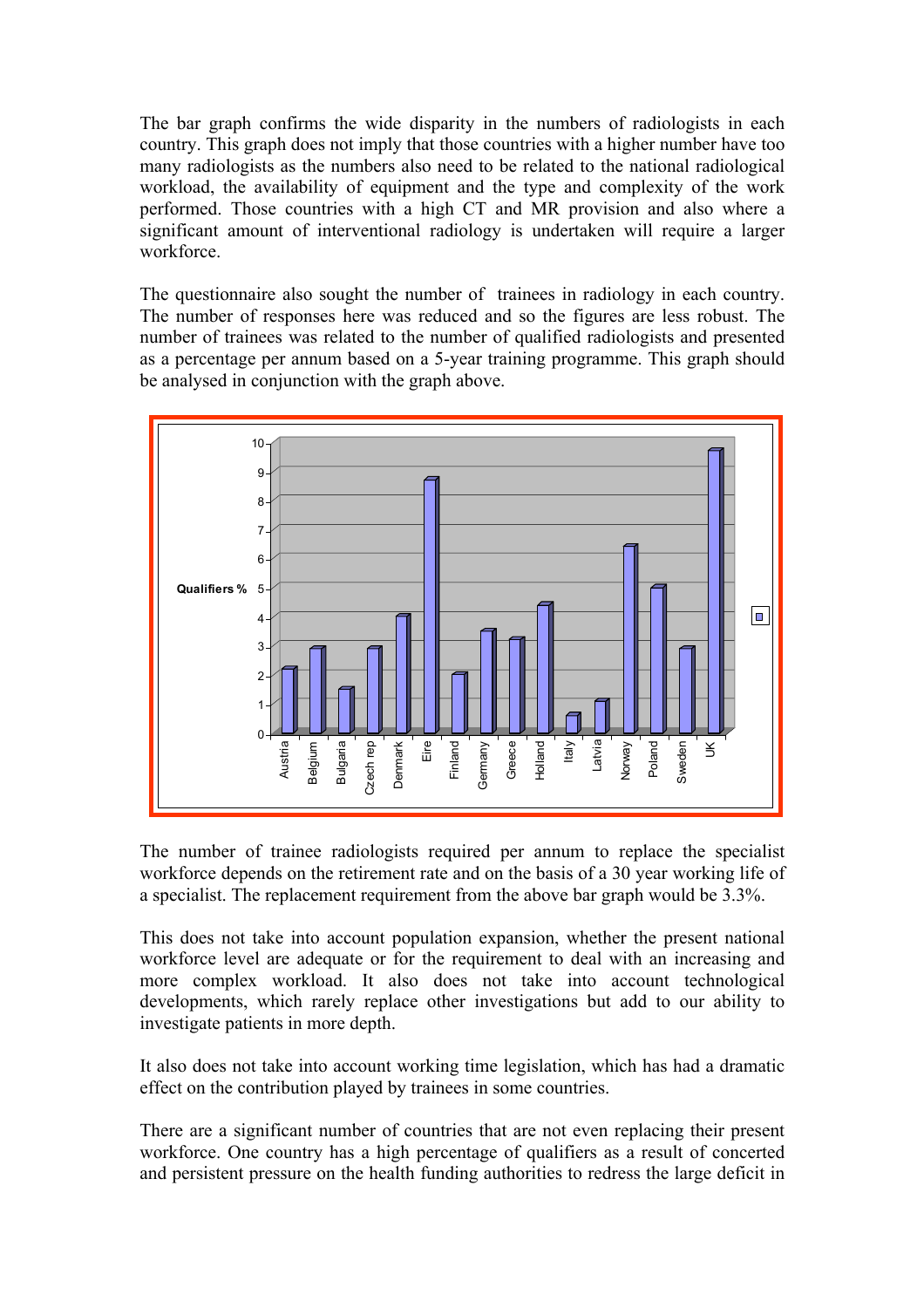The bar graph confirms the wide disparity in the numbers of radiologists in each country. This graph does not imply that those countries with a higher number have too many radiologists as the numbers also need to be related to the national radiological workload, the availability of equipment and the type and complexity of the work performed. Those countries with a high CT and MR provision and also where a significant amount of interventional radiology is undertaken will require a larger workforce.

The questionnaire also sought the number of trainees in radiology in each country. The number of responses here was reduced and so the figures are less robust. The number of trainees was related to the number of qualified radiologists and presented as a percentage per annum based on a 5-year training programme. This graph should be analysed in conjunction with the graph above.

The number of trainee radiologists required per annum to replace the specialist workforce depends on the retirement rate and on the basis of a 30 year working life of a specialist. The replacement requirement from the above bar graph would be 3.3%.

This does not take into account population expansion, whether the present national workforce level are adequate or for the requirement to deal with an increasing and more complex workload. It also does not take into account technological developments, which rarely replace other investigations but add to our ability to investigate patients in more depth.

It also does not take into account working time legislation, which has had a dramatic effect on the contribution played by trainees in some countries.

There are a significant number of countries that are not even replacing their present workforce. One country has a high percentage of qualifiers as a result of concerted and persistent pressure on the health funding authorities to redress the large deficit in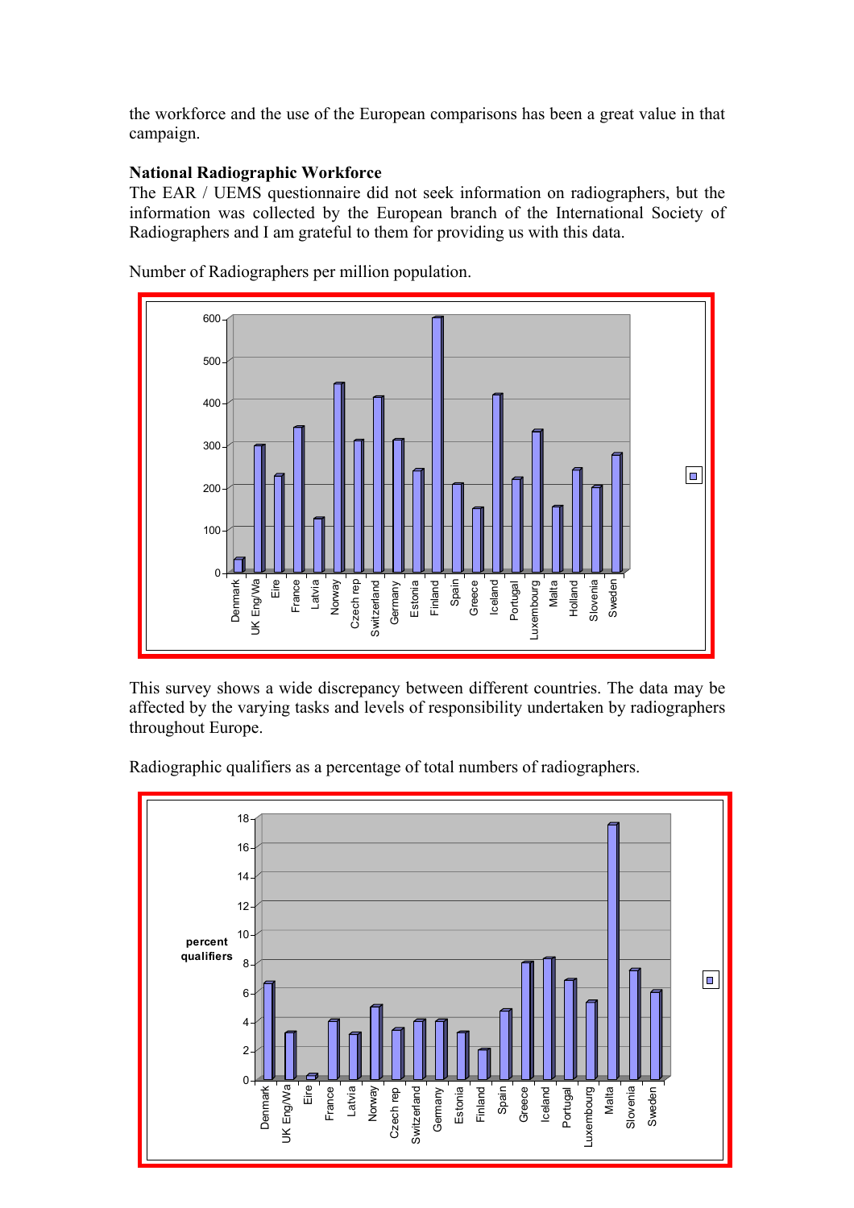the workforce and the use of the European comparisons has been a great value in that campaign.

**National Radiographic Workforce**

The EAR / UEMS questionnaire did not seek information on radiographers, but the information was collected by the European branch of the International Society of Radiographers and I am grateful to them for providing us with this data.

Number of Radiographers per million population.

This survey shows a wide discrepancy between different countries. The data may be affected by the varying tasks and levels of responsibility undertaken by radiographers throughout Europe.

Radiographic qualifiers as a percentage of total numbers of radiographers.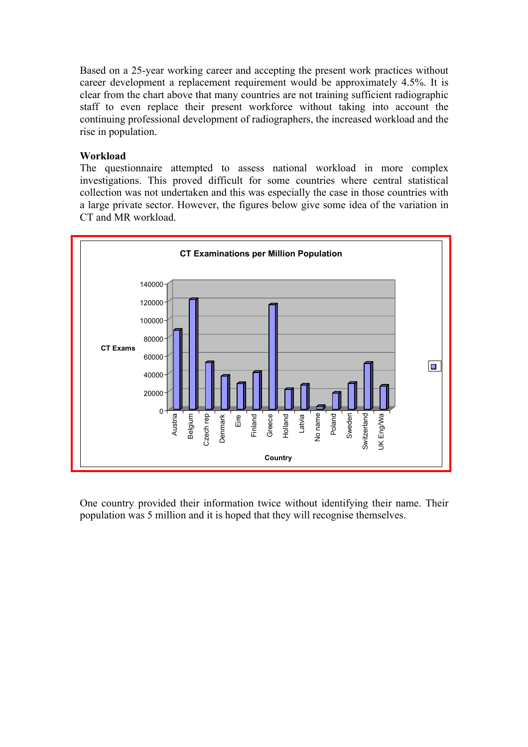Based on a 25-year working career and accepting the present work practices without career development a replacement requirement would be approximately 4.5%. It is clear from the chart above that many countries are not training sufficient radiographic staff to even replace their present workforce without taking into account the continuing professional development of radiographers, the increased workload and the rise in population.

**Workload**

The questionnaire attempted to assess national workload in more complex investigations. This proved difficult for some countries where central statistical collection was not undertaken and this was especially the case in those countries with a large private sector. However, the figures below give some idea of the variation in CT and MR workload.

**CT Examinations per Million Population**

One country provided their information twice without identifying their name. Their population was 5 million and it is hoped that they will recognise themselves.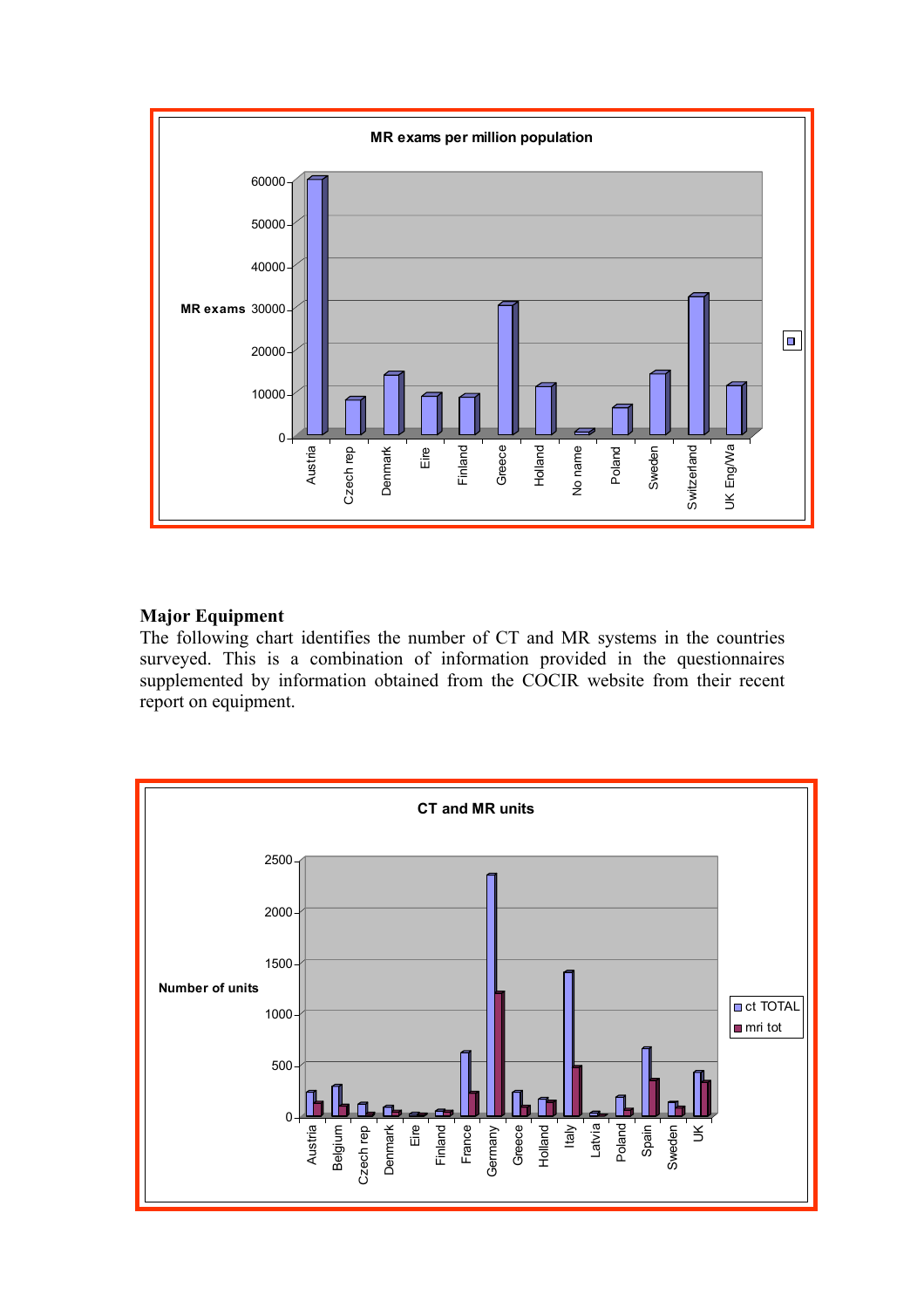**MR exams per million population**

| Country | MR exams |
|---|---|
| Austria | ~60000 |
| Czech rep | ~8000 |
| Denmark | ~14000 |
| Eire | ~9000 |
| Finland | ~9000 |
| Greece | ~30500 |
| Holland | ~11500 |
| No name | ~1000 |
| Poland | ~6500 |
| Sweden | ~14500 |
| Switzerland | ~32500 |
| UK Eng/Wa | ~11500 |

### Major Equipment

The following chart identifies the number of CT and MR systems in the countries surveyed. This is a combination of information provided in the questionnaires supplemented by information obtained from the COCIR website from their recent report on equipment.

**CT and MR units**

| Country | ct TOTAL | mri tot |
|---|---|---|
| Austria | ~230 | ~130 |
| Belgium | ~290 | ~100 |
| Czech rep | ~120 | ~30 |
| Denmark | ~90 | ~50 |
| Eire | ~30 | ~20 |
| Finland | ~60 | ~50 |
| France | ~620 | ~230 |
| Germany | ~2350 | ~1200 |
| Greece | ~230 | ~90 |
| Holland | ~170 | ~140 |
| Italy | ~1400 | ~480 |
| Latvia | ~30 | ~10 |
| Poland | ~190 | ~70 |
| Spain | ~660 | ~350 |
| Sweden | ~140 | ~80 |
| UK | ~430 | ~330 |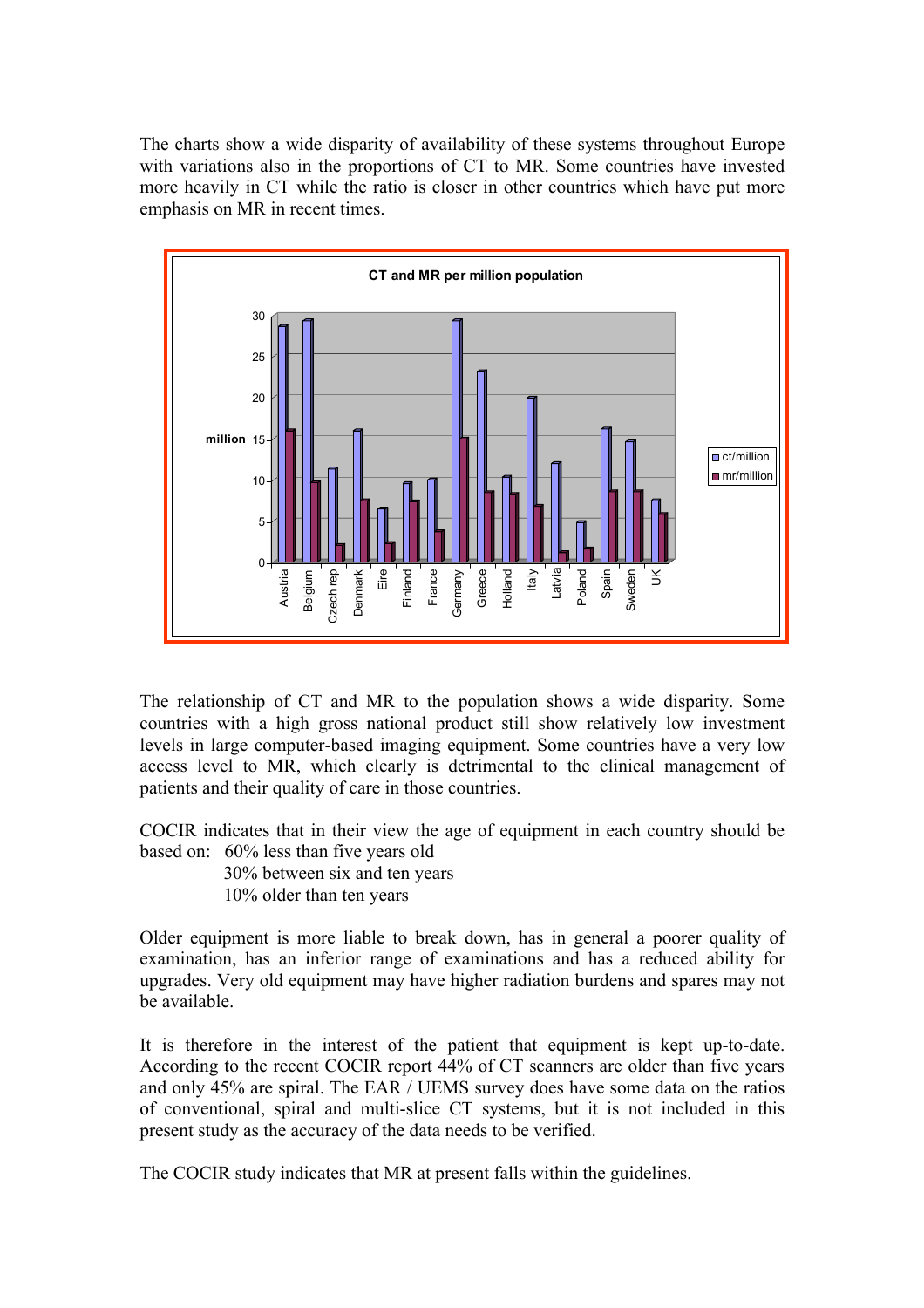The charts show a wide disparity of availability of these systems throughout Europe with variations also in the proportions of CT to MR. Some countries have invested more heavily in CT while the ratio is closer in other countries which have put more emphasis on MR in recent times.

**CT and MR per million population**

The relationship of CT and MR to the population shows a wide disparity. Some countries with a high gross national product still show relatively low investment levels in large computer-based imaging equipment. Some countries have a very low access level to MR, which clearly is detrimental to the clinical management of patients and their quality of care in those countries.

COCIR indicates that in their view the age of equipment in each country should be based on:

- 60% less than five years old
- 30% between six and ten years
- 10% older than ten years

Older equipment is more liable to break down, has in general a poorer quality of examination, has an inferior range of examinations and has a reduced ability for upgrades. Very old equipment may have higher radiation burdens and spares may not be available.

It is therefore in the interest of the patient that equipment is kept up-to-date. According to the recent COCIR report 44% of CT scanners are older than five years and only 45% are spiral. The EAR / UEMS survey does have some data on the ratios of conventional, spiral and multi-slice CT systems, but it is not included in this present study as the accuracy of the data needs to be verified.

The COCIR study indicates that MR at present falls within the guidelines.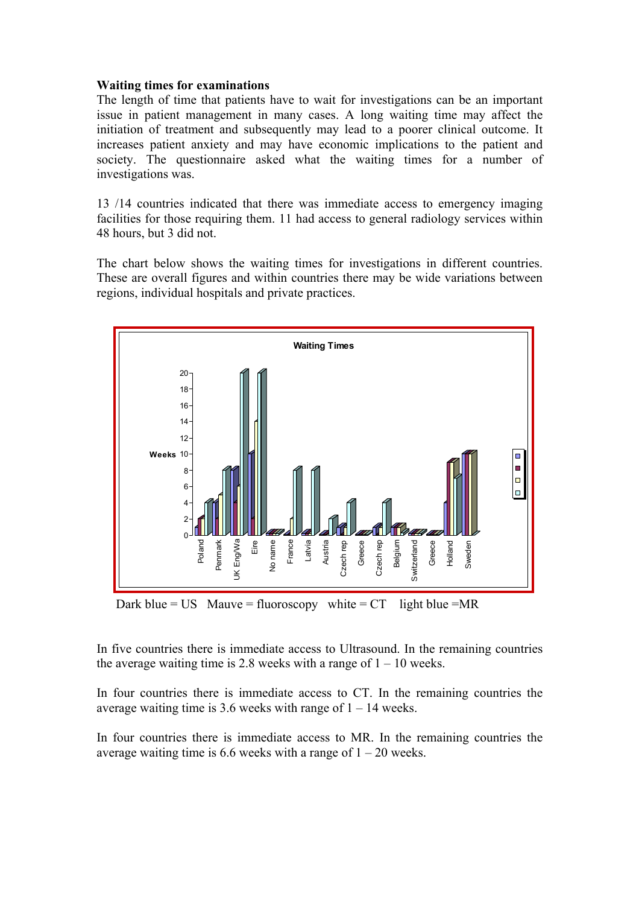**Waiting times for examinations**

The length of time that patients have to wait for investigations can be an important issue in patient management in many cases. A long waiting time may affect the initiation of treatment and subsequently may lead to a poorer clinical outcome. It increases patient anxiety and may have economic implications to the patient and society. The questionnaire asked what the waiting times for a number of investigations was.

13 /14 countries indicated that there was immediate access to emergency imaging facilities for those requiring them. 11 had access to general radiology services within 48 hours, but 3 did not.

The chart below shows the waiting times for investigations in different countries. These are overall figures and within countries there may be wide variations between regions, individual hospitals and private practices.

Dark blue = US   Mauve = fluoroscopy   white = CT   light blue =MR

In five countries there is immediate access to Ultrasound. In the remaining countries the average waiting time is 2.8 weeks with a range of 1 – 10 weeks.

In four countries there is immediate access to CT. In the remaining countries the average waiting time is 3.6 weeks with range of 1 – 14 weeks.

In four countries there is immediate access to MR. In the remaining countries the average waiting time is 6.6 weeks with a range of 1 – 20 weeks.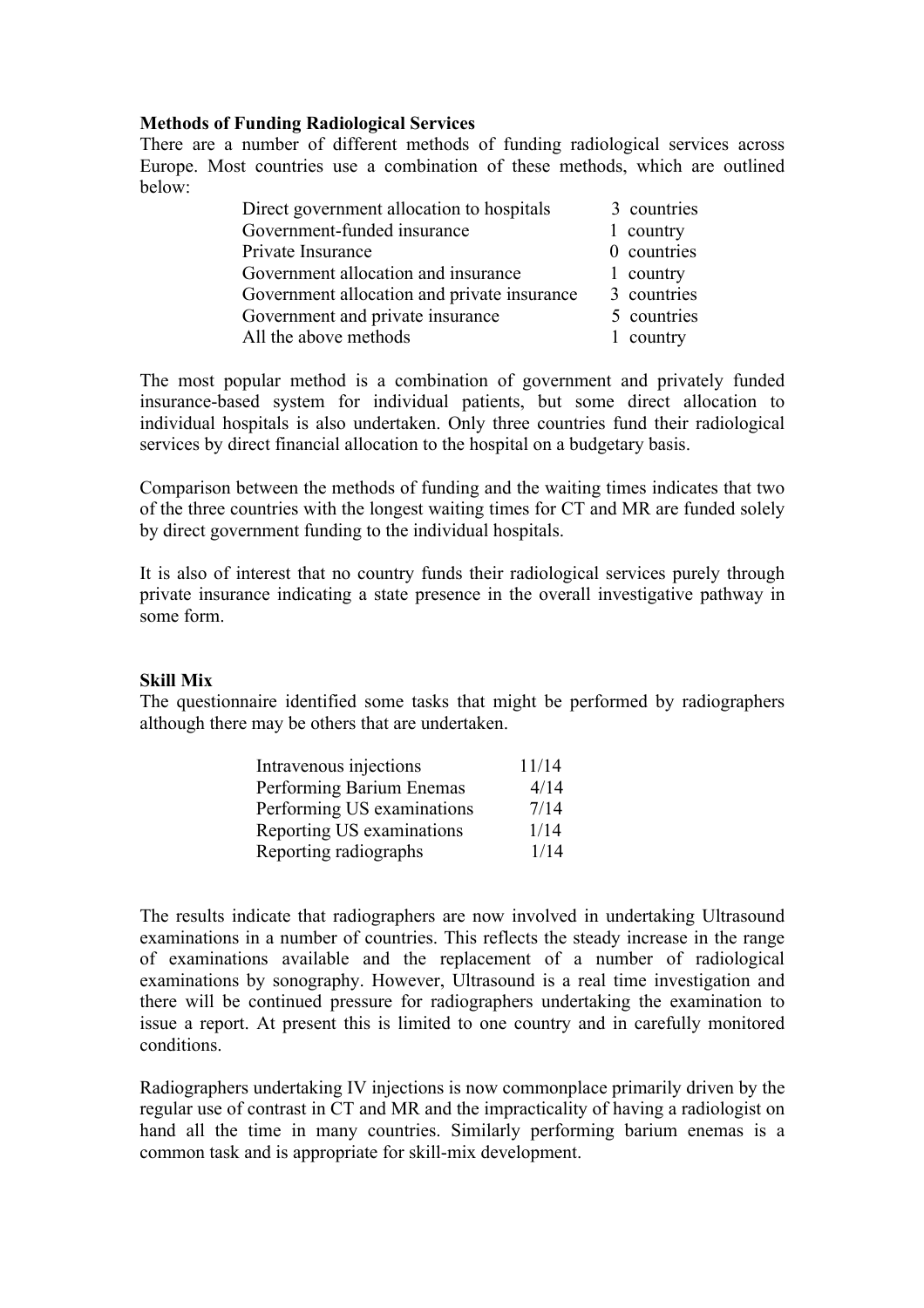**Methods of Funding Radiological Services**

There are a number of different methods of funding radiological services across Europe. Most countries use a combination of these methods, which are outlined below:

| | |
|---|---|
| Direct government allocation to hospitals | 3 countries |
| Government-funded insurance | 1 country |
| Private Insurance | 0 countries |
| Government allocation and insurance | 1 country |
| Government allocation and private insurance | 3 countries |
| Government and private insurance | 5 countries |
| All the above methods | 1 country |

The most popular method is a combination of government and privately funded insurance-based system for individual patients, but some direct allocation to individual hospitals is also undertaken. Only three countries fund their radiological services by direct financial allocation to the hospital on a budgetary basis.

Comparison between the methods of funding and the waiting times indicates that two of the three countries with the longest waiting times for CT and MR are funded solely by direct government funding to the individual hospitals.

It is also of interest that no country funds their radiological services purely through private insurance indicating a state presence in the overall investigative pathway in some form.

**Skill Mix**

The questionnaire identified some tasks that might be performed by radiographers although there may be others that are undertaken.

| | |
|---|---|
| Intravenous injections | 11/14 |
| Performing Barium Enemas | 4/14 |
| Performing US examinations | 7/14 |
| Reporting US examinations | 1/14 |
| Reporting radiographs | 1/14 |

The results indicate that radiographers are now involved in undertaking Ultrasound examinations in a number of countries. This reflects the steady increase in the range of examinations available and the replacement of a number of radiological examinations by sonography. However, Ultrasound is a real time investigation and there will be continued pressure for radiographers undertaking the examination to issue a report. At present this is limited to one country and in carefully monitored conditions.

Radiographers undertaking IV injections is now commonplace primarily driven by the regular use of contrast in CT and MR and the impracticality of having a radiologist on hand all the time in many countries. Similarly performing barium enemas is a common task and is appropriate for skill-mix development.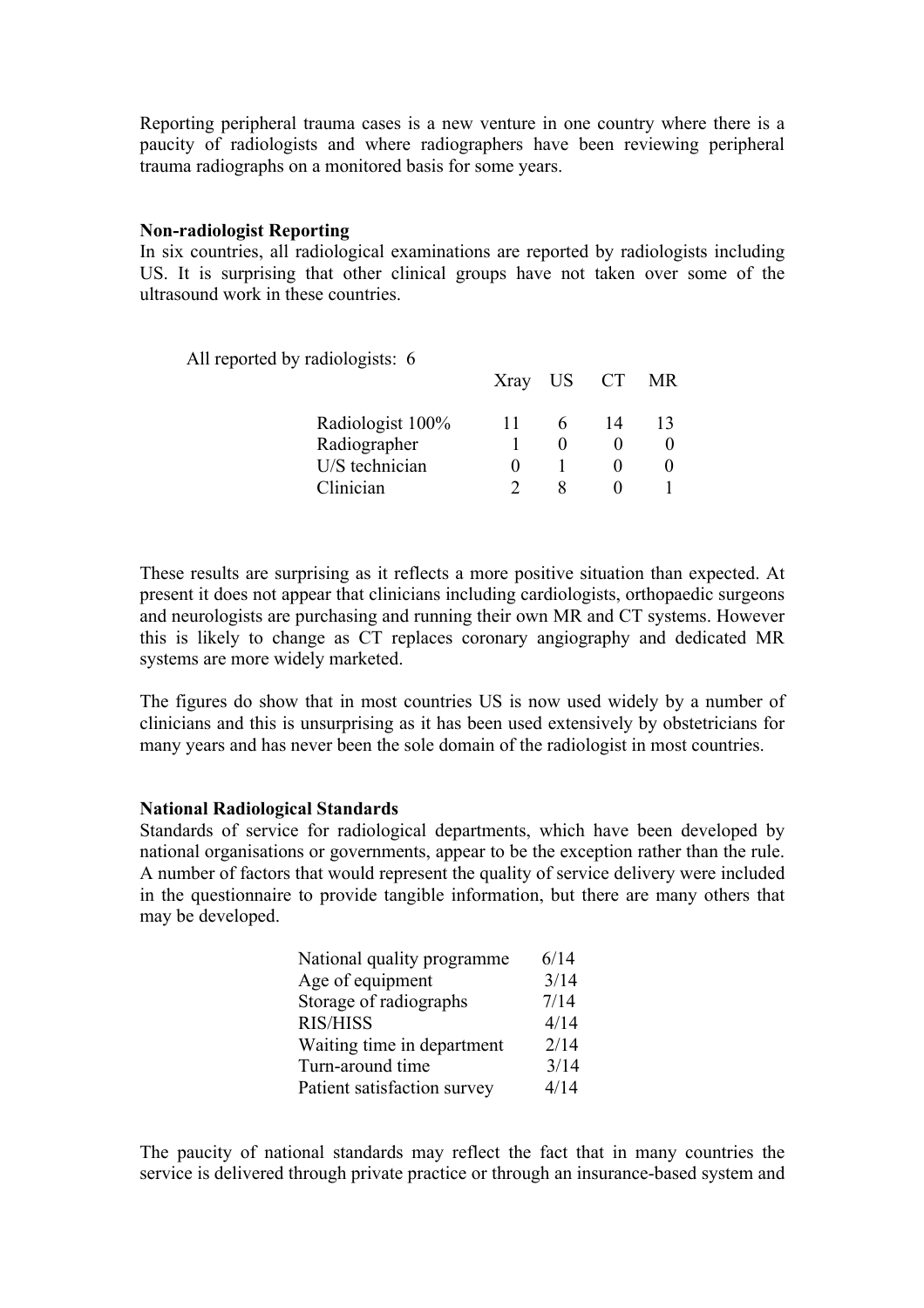Reporting peripheral trauma cases is a new venture in one country where there is a paucity of radiologists and where radiographers have been reviewing peripheral trauma radiographs on a monitored basis for some years.

**Non-radiologist Reporting**

In six countries, all radiological examinations are reported by radiologists including US. It is surprising that other clinical groups have not taken over some of the ultrasound work in these countries.

All reported by radiologists: 6

| | Xray | US | CT | MR |
|---|---|---|---|---|
| Radiologist 100% | 11 | 6 | 14 | 13 |
| Radiographer | 1 | 0 | 0 | 0 |
| U/S technician | 0 | 1 | 0 | 0 |
| Clinician | 2 | 8 | 0 | 1 |

These results are surprising as it reflects a more positive situation than expected. At present it does not appear that clinicians including cardiologists, orthopaedic surgeons and neurologists are purchasing and running their own MR and CT systems. However this is likely to change as CT replaces coronary angiography and dedicated MR systems are more widely marketed.

The figures do show that in most countries US is now used widely by a number of clinicians and this is unsurprising as it has been used extensively by obstetricians for many years and has never been the sole domain of the radiologist in most countries.

**National Radiological Standards**

Standards of service for radiological departments, which have been developed by national organisations or governments, appear to be the exception rather than the rule. A number of factors that would represent the quality of service delivery were included in the questionnaire to provide tangible information, but there are many others that may be developed.

| | |
|---|---|
| National quality programme | 6/14 |
| Age of equipment | 3/14 |
| Storage of radiographs | 7/14 |
| RIS/HISS | 4/14 |
| Waiting time in department | 2/14 |
| Turn-around time | 3/14 |
| Patient satisfaction survey | 4/14 |

The paucity of national standards may reflect the fact that in many countries the service is delivered through private practice or through an insurance-based system and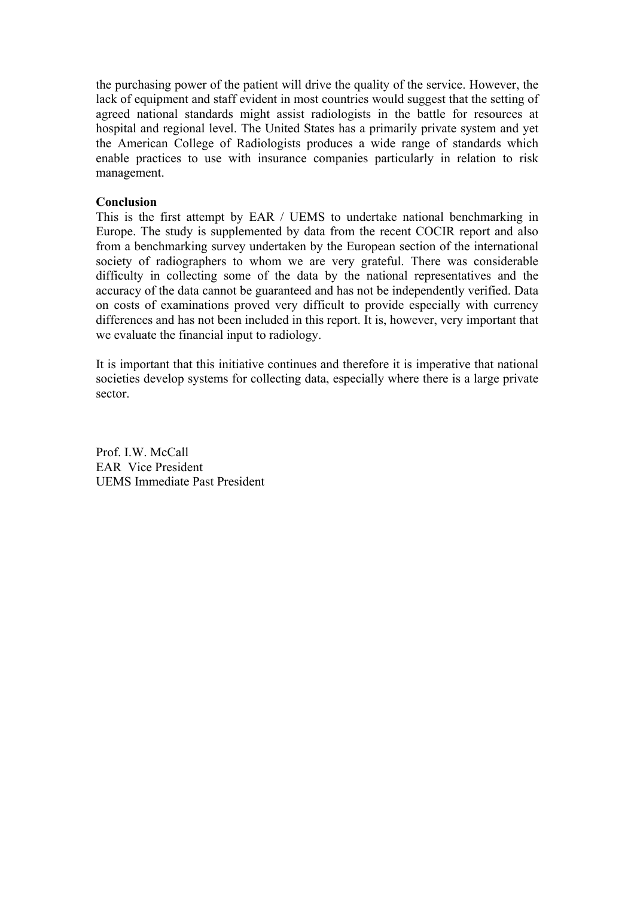the purchasing power of the patient will drive the quality of the service. However, the lack of equipment and staff evident in most countries would suggest that the setting of agreed national standards might assist radiologists in the battle for resources at hospital and regional level. The United States has a primarily private system and yet the American College of Radiologists produces a wide range of standards which enable practices to use with insurance companies particularly in relation to risk management.

**Conclusion**

This is the first attempt by EAR / UEMS to undertake national benchmarking in Europe. The study is supplemented by data from the recent COCIR report and also from a benchmarking survey undertaken by the European section of the international society of radiographers to whom we are very grateful. There was considerable difficulty in collecting some of the data by the national representatives and the accuracy of the data cannot be guaranteed and has not be independently verified. Data on costs of examinations proved very difficult to provide especially with currency differences and has not been included in this report. It is, however, very important that we evaluate the financial input to radiology.

It is important that this initiative continues and therefore it is imperative that national societies develop systems for collecting data, especially where there is a large private sector.

Prof. I.W. McCall
EAR Vice President
UEMS Immediate Past President